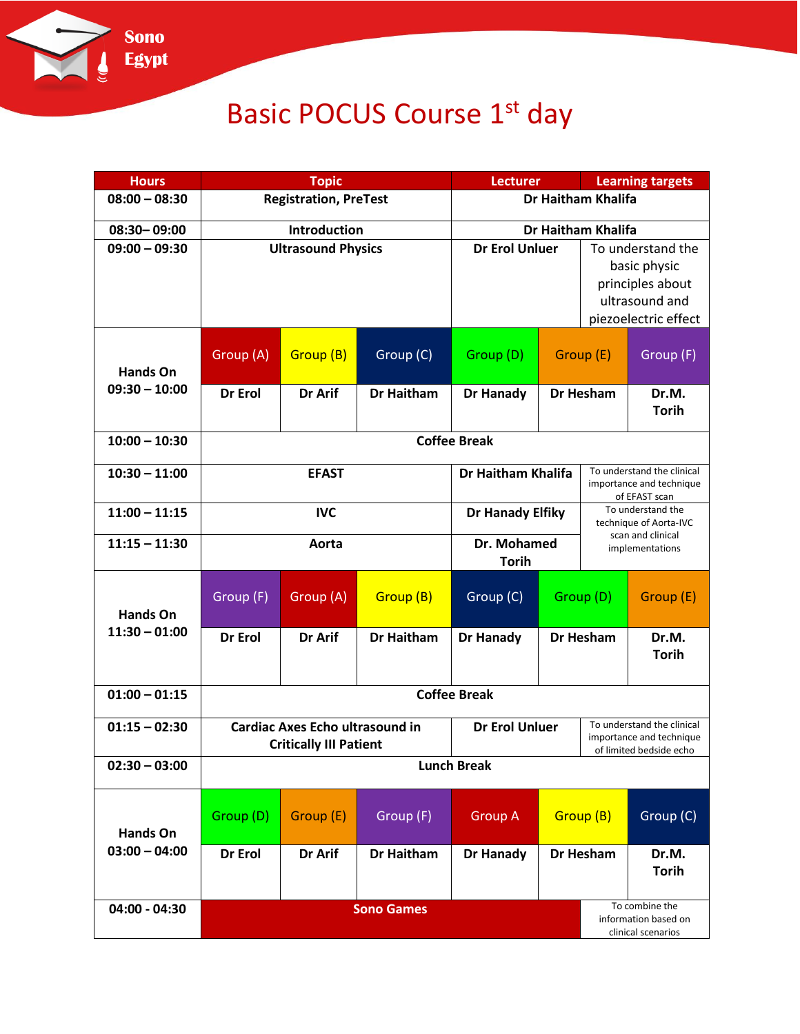# Sono Egypt

# Basic POCUS Course 1st day

| Hours | Topic | | | Lecturer | | Learning targets |
|---|---|---|---|---|---|---|
| 08:00 – 08:30 | Registration, PreTest | | | Dr Haitham Khalifa | | |
| 08:30– 09:00 | Introduction | | | Dr Haitham Khalifa | | |
| 09:00 – 09:30 | Ultrasound Physics | | | Dr Erol Unluer | | To understand the basic physic principles about ultrasound and piezoelectric effect |
| Hands On 09:30 – 10:00 | Group (A) | Group (B) | Group (C) | Group (D) | Group (E) | Group (F) |
| | Dr Erol | Dr Arif | Dr Haitham | Dr Hanady | Dr Hesham | Dr.M. Torih |
| 10:00 – 10:30 | Coffee Break | | | | | |
| 10:30 – 11:00 | EFAST | | | Dr Haitham Khalifa | | To understand the clinical importance and technique of EFAST scan |
| 11:00 – 11:15 | IVC | | | Dr Hanady Elfiky | | To understand the technique of Aorta-IVC scan and clinical implementations |
| 11:15 – 11:30 | Aorta | | | Dr. Mohamed Torih | | |
| Hands On 11:30 – 01:00 | Group (F) | Group (A) | Group (B) | Group (C) | Group (D) | Group (E) |
| | Dr Erol | Dr Arif | Dr Haitham | Dr Hanady | Dr Hesham | Dr.M. Torih |
| 01:00 – 01:15 | Coffee Break | | | | | |
| 01:15 – 02:30 | Cardiac Axes Echo ultrasound in Critically Ill Patient | | | Dr Erol Unluer | | To understand the clinical importance and technique of limited bedside echo |
| 02:30 – 03:00 | Lunch Break | | | | | |
| Hands On 03:00 – 04:00 | Group (D) | Group (E) | Group (F) | Group A | Group (B) | Group (C) |
| | Dr Erol | Dr Arif | Dr Haitham | Dr Hanady | Dr Hesham | Dr.M. Torih |
| 04:00 - 04:30 | Sono Games | | | | | To combine the information based on clinical scenarios |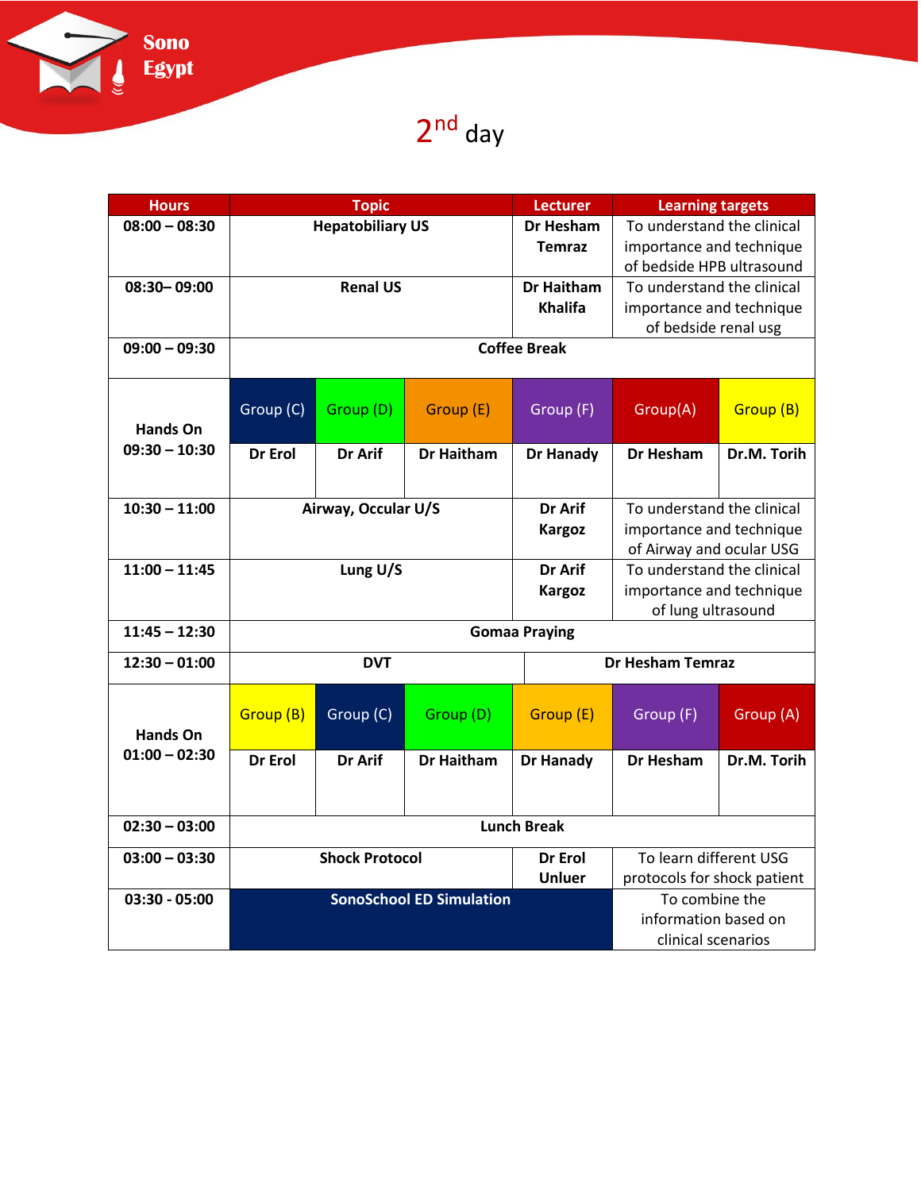# 2nd day

| Hours | Topic | | | Lecturer | Learning targets | |
|---|---|---|---|---|---|---|
| 08:00 – 08:30 | Hepatobiliary US | | | Dr Hesham Temraz | To understand the clinical importance and technique of bedside HPB ultrasound | |
| 08:30– 09:00 | Renal US | | | Dr Haitham Khalifa | To understand the clinical importance and technique of bedside renal usg | |
| 09:00 – 09:30 | Coffee Break | | | | | |
| Hands On 09:30 – 10:30 | Group (C) | Group (D) | Group (E) | Group (F) | Group(A) | Group (B) |
| | Dr Erol | Dr Arif | Dr Haitham | Dr Hanady | Dr Hesham | Dr.M. Torih |
| 10:30 – 11:00 | Airway, Occular U/S | | | Dr Arif Kargoz | To understand the clinical importance and technique of Airway and ocular USG | |
| 11:00 – 11:45 | Lung U/S | | | Dr Arif Kargoz | To understand the clinical importance and technique of lung ultrasound | |
| 11:45 – 12:30 | Gomaa Praying | | | | | |
| 12:30 – 01:00 | DVT | | | Dr Hesham Temraz | | |
| Hands On 01:00 – 02:30 | Group (B) | Group (C) | Group (D) | Group (E) | Group (F) | Group (A) |
| | Dr Erol | Dr Arif | Dr Haitham | Dr Hanady | Dr Hesham | Dr.M. Torih |
| 02:30 – 03:00 | Lunch Break | | | | | |
| 03:00 – 03:30 | Shock Protocol | | | Dr Erol Unluer | To learn different USG protocols for shock patient | |
| 03:30 - 05:00 | SonoSchool ED Simulation | | | | To combine the information based on clinical scenarios | |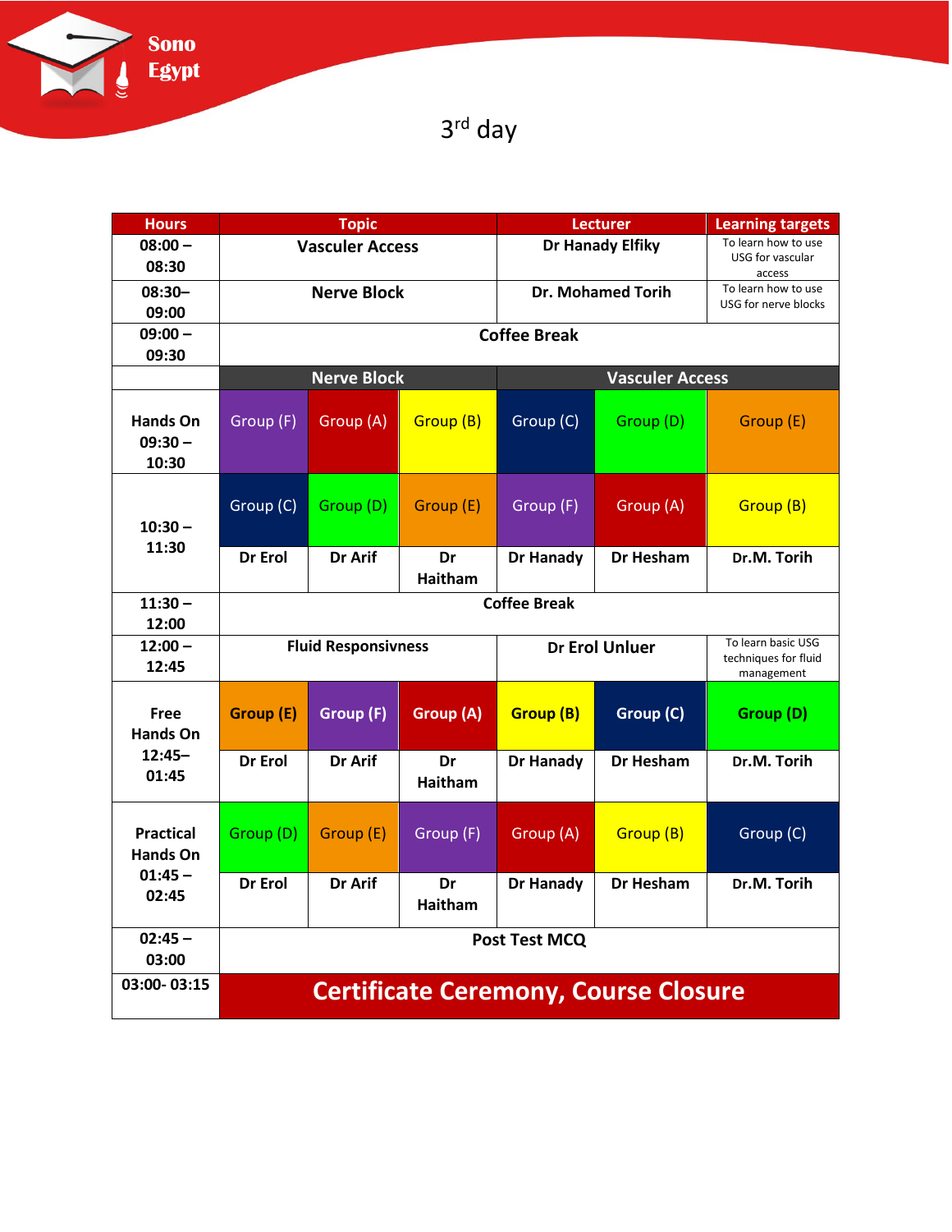Sono Egypt

# 3rd day

| Hours | Topic | | | Lecturer | | Learning targets |
|---|---|---|---|---|---|---|
| 08:00 – 08:30 | Vasculer Access | | | Dr Hanady Elfiky | | To learn how to use USG for vascular access |
| 08:30– 09:00 | Nerve Block | | | Dr. Mohamed Torih | | To learn how to use USG for nerve blocks |
| 09:00 – 09:30 | Coffee Break | | | | | |
| | Nerve Block | | | Vasculer Access | | |
| Hands On 09:30 – 10:30 | Group (F) | Group (A) | Group (B) | Group (C) | Group (D) | Group (E) |
| 10:30 – 11:30 | Group (C) | Group (D) | Group (E) | Group (F) | Group (A) | Group (B) |
| | Dr Erol | Dr Arif | Dr Haitham | Dr Hanady | Dr Hesham | Dr.M. Torih |
| 11:30 – 12:00 | Coffee Break | | | | | |
| 12:00 – 12:45 | Fluid Responsivness | | | Dr Erol Unluer | | To learn basic USG techniques for fluid management |
| Free Hands On 12:45– 01:45 | Group (E) | Group (F) | Group (A) | Group (B) | Group (C) | Group (D) |
| | Dr Erol | Dr Arif | Dr Haitham | Dr Hanady | Dr Hesham | Dr.M. Torih |
| Practical Hands On 01:45 – 02:45 | Group (D) | Group (E) | Group (F) | Group (A) | Group (B) | Group (C) |
| | Dr Erol | Dr Arif | Dr Haitham | Dr Hanady | Dr Hesham | Dr.M. Torih |
| 02:45 – 03:00 | Post Test MCQ | | | | | |
| 03:00- 03:15 | **Certificate Ceremony, Course Closure** | | | | | |